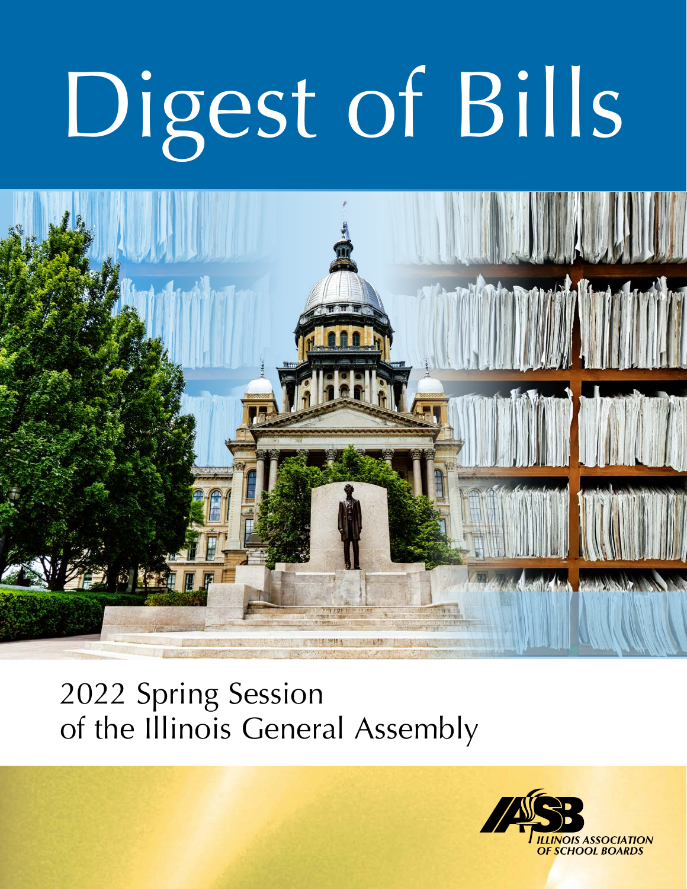# Digest of Bills

2022 Spring Session
of the Illinois General Assembly

ILLINOIS ASSOCIATION OF SCHOOL BOARDS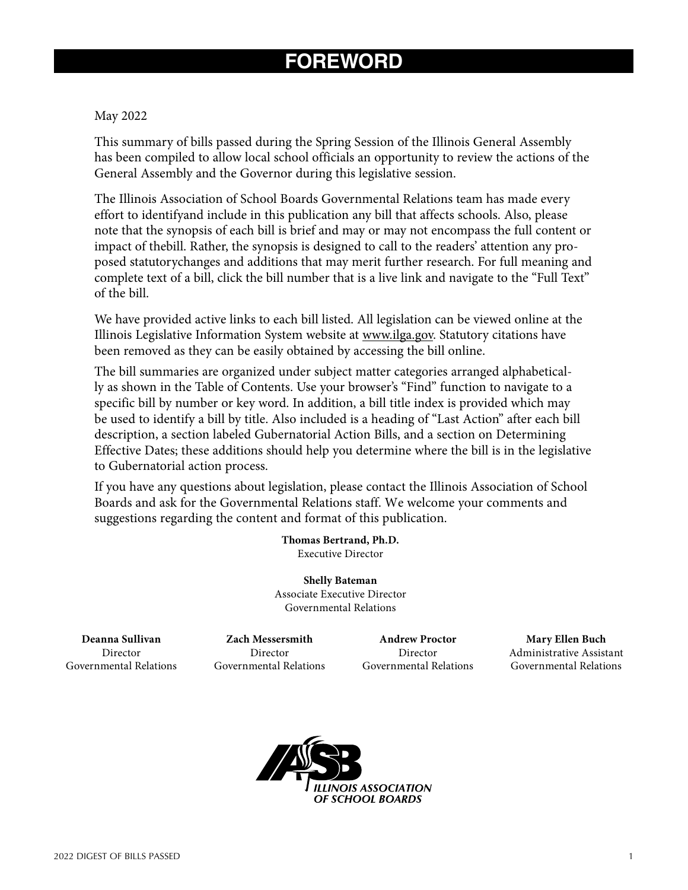# FOREWORD

May 2022

This summary of bills passed during the Spring Session of the Illinois General Assembly has been compiled to allow local school officials an opportunity to review the actions of the General Assembly and the Governor during this legislative session.

The Illinois Association of School Boards Governmental Relations team has made every effort to identifyand include in this publication any bill that affects schools. Also, please note that the synopsis of each bill is brief and may or may not encompass the full content or impact of thebill. Rather, the synopsis is designed to call to the readers' attention any proposed statutorychanges and additions that may merit further research. For full meaning and complete text of a bill, click the bill number that is a live link and navigate to the "Full Text" of the bill.

We have provided active links to each bill listed. All legislation can be viewed online at the Illinois Legislative Information System website at www.ilga.gov. Statutory citations have been removed as they can be easily obtained by accessing the bill online.

The bill summaries are organized under subject matter categories arranged alphabetically as shown in the Table of Contents. Use your browser's "Find" function to navigate to a specific bill by number or key word. In addition, a bill title index is provided which may be used to identify a bill by title. Also included is a heading of "Last Action" after each bill description, a section labeled Gubernatorial Action Bills, and a section on Determining Effective Dates; these additions should help you determine where the bill is in the legislative to Gubernatorial action process.

If you have any questions about legislation, please contact the Illinois Association of School Boards and ask for the Governmental Relations staff. We welcome your comments and suggestions regarding the content and format of this publication.

**Thomas Bertrand, Ph.D.**
Executive Director

**Shelly Bateman**
Associate Executive Director
Governmental Relations

**Deanna Sullivan**
Director
Governmental Relations

**Zach Messersmith**
Director
Governmental Relations

**Andrew Proctor**
Director
Governmental Relations

**Mary Ellen Buch**
Administrative Assistant
Governmental Relations

IASB ILLINOIS ASSOCIATION OF SCHOOL BOARDS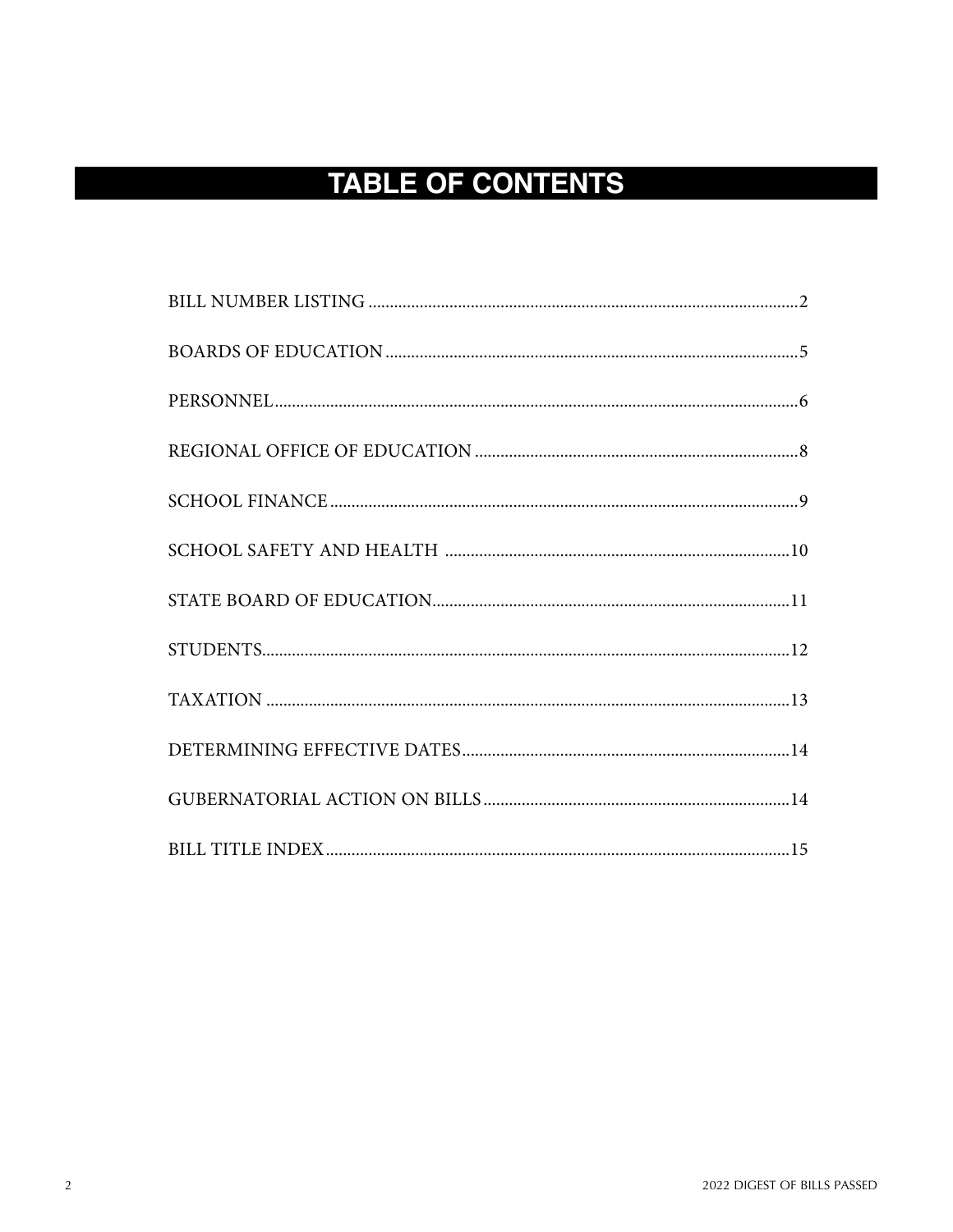# TABLE OF CONTENTS

| | |
|---|---|
| BILL NUMBER LISTING | 2 |
| BOARDS OF EDUCATION | 5 |
| PERSONNEL | 6 |
| REGIONAL OFFICE OF EDUCATION | 8 |
| SCHOOL FINANCE | 9 |
| SCHOOL SAFETY AND HEALTH | 10 |
| STATE BOARD OF EDUCATION | 11 |
| STUDENTS | 12 |
| TAXATION | 13 |
| DETERMINING EFFECTIVE DATES | 14 |
| GUBERNATORIAL ACTION ON BILLS | 14 |
| BILL TITLE INDEX | 15 |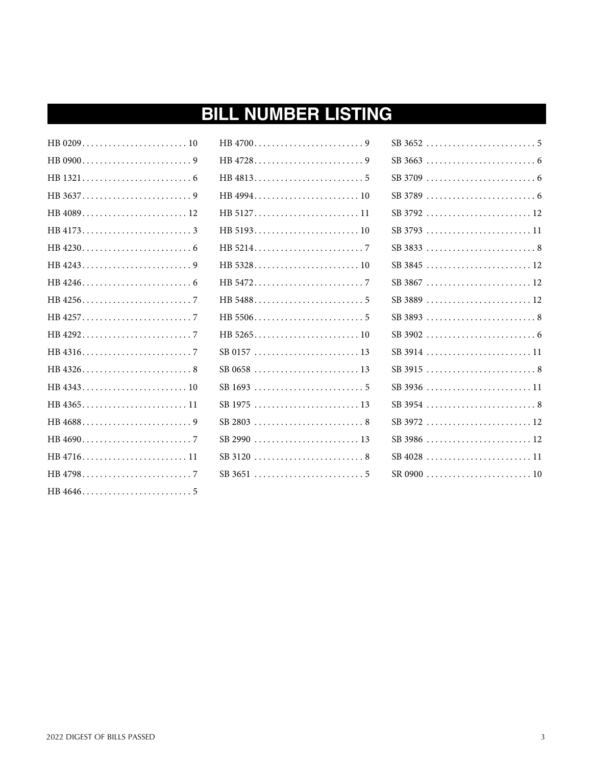# BILL NUMBER LISTING

HB 0209 . . . . . . . . . . . . . . . . . . . . . . . . 10
HB 0900 . . . . . . . . . . . . . . . . . . . . . . . . 9
HB 1321 . . . . . . . . . . . . . . . . . . . . . . . . 6
HB 3637 . . . . . . . . . . . . . . . . . . . . . . . . 9
HB 4089 . . . . . . . . . . . . . . . . . . . . . . . . 12
HB 4173 . . . . . . . . . . . . . . . . . . . . . . . . 3
HB 4230 . . . . . . . . . . . . . . . . . . . . . . . . 6
HB 4243 . . . . . . . . . . . . . . . . . . . . . . . . 9
HB 4246 . . . . . . . . . . . . . . . . . . . . . . . . 6
HB 4256 . . . . . . . . . . . . . . . . . . . . . . . . 7
HB 4257 . . . . . . . . . . . . . . . . . . . . . . . . 7
HB 4292 . . . . . . . . . . . . . . . . . . . . . . . . 7
HB 4316 . . . . . . . . . . . . . . . . . . . . . . . . 7
HB 4326 . . . . . . . . . . . . . . . . . . . . . . . . 8
HB 4343 . . . . . . . . . . . . . . . . . . . . . . . . 10
HB 4365 . . . . . . . . . . . . . . . . . . . . . . . . 11
HB 4688 . . . . . . . . . . . . . . . . . . . . . . . . 9
HB 4690 . . . . . . . . . . . . . . . . . . . . . . . . 7
HB 4716 . . . . . . . . . . . . . . . . . . . . . . . . 11
HB 4798 . . . . . . . . . . . . . . . . . . . . . . . . 7
HB 4646 . . . . . . . . . . . . . . . . . . . . . . . . 5
HB 4700 . . . . . . . . . . . . . . . . . . . . . . . . 9
HB 4728 . . . . . . . . . . . . . . . . . . . . . . . . 9
HB 4813 . . . . . . . . . . . . . . . . . . . . . . . . 5
HB 4994 . . . . . . . . . . . . . . . . . . . . . . . . 10
HB 5127 . . . . . . . . . . . . . . . . . . . . . . . . 11
HB 5193 . . . . . . . . . . . . . . . . . . . . . . . . 10
HB 5214 . . . . . . . . . . . . . . . . . . . . . . . . 7
HB 5328 . . . . . . . . . . . . . . . . . . . . . . . . 10
HB 5472 . . . . . . . . . . . . . . . . . . . . . . . . 7
HB 5488 . . . . . . . . . . . . . . . . . . . . . . . . 5
HB 5506 . . . . . . . . . . . . . . . . . . . . . . . . 5
HB 5265 . . . . . . . . . . . . . . . . . . . . . . . . 10
SB 0157 . . . . . . . . . . . . . . . . . . . . . . . . 13
SB 0658 . . . . . . . . . . . . . . . . . . . . . . . . 13
SB 1693 . . . . . . . . . . . . . . . . . . . . . . . . 5
SB 1975 . . . . . . . . . . . . . . . . . . . . . . . . 13
SB 2803 . . . . . . . . . . . . . . . . . . . . . . . . 8
SB 2990 . . . . . . . . . . . . . . . . . . . . . . . . 13
SB 3120 . . . . . . . . . . . . . . . . . . . . . . . . 8
SB 3651 . . . . . . . . . . . . . . . . . . . . . . . . 5
SB 3652 . . . . . . . . . . . . . . . . . . . . . . . . 5
SB 3663 . . . . . . . . . . . . . . . . . . . . . . . . 6
SB 3709 . . . . . . . . . . . . . . . . . . . . . . . . 6
SB 3789 . . . . . . . . . . . . . . . . . . . . . . . . 6
SB 3792 . . . . . . . . . . . . . . . . . . . . . . . . 12
SB 3793 . . . . . . . . . . . . . . . . . . . . . . . . 11
SB 3833 . . . . . . . . . . . . . . . . . . . . . . . . 8
SB 3845 . . . . . . . . . . . . . . . . . . . . . . . . 12
SB 3867 . . . . . . . . . . . . . . . . . . . . . . . . 12
SB 3889 . . . . . . . . . . . . . . . . . . . . . . . . 12
SB 3893 . . . . . . . . . . . . . . . . . . . . . . . . 8
SB 3902 . . . . . . . . . . . . . . . . . . . . . . . . 6
SB 3914 . . . . . . . . . . . . . . . . . . . . . . . . 11
SB 3915 . . . . . . . . . . . . . . . . . . . . . . . . 8
SB 3936 . . . . . . . . . . . . . . . . . . . . . . . . 11
SB 3954 . . . . . . . . . . . . . . . . . . . . . . . . 8
SB 3972 . . . . . . . . . . . . . . . . . . . . . . . . 12
SB 3986 . . . . . . . . . . . . . . . . . . . . . . . . 12
SB 4028 . . . . . . . . . . . . . . . . . . . . . . . . 11
SR 0900 . . . . . . . . . . . . . . . . . . . . . . . . 10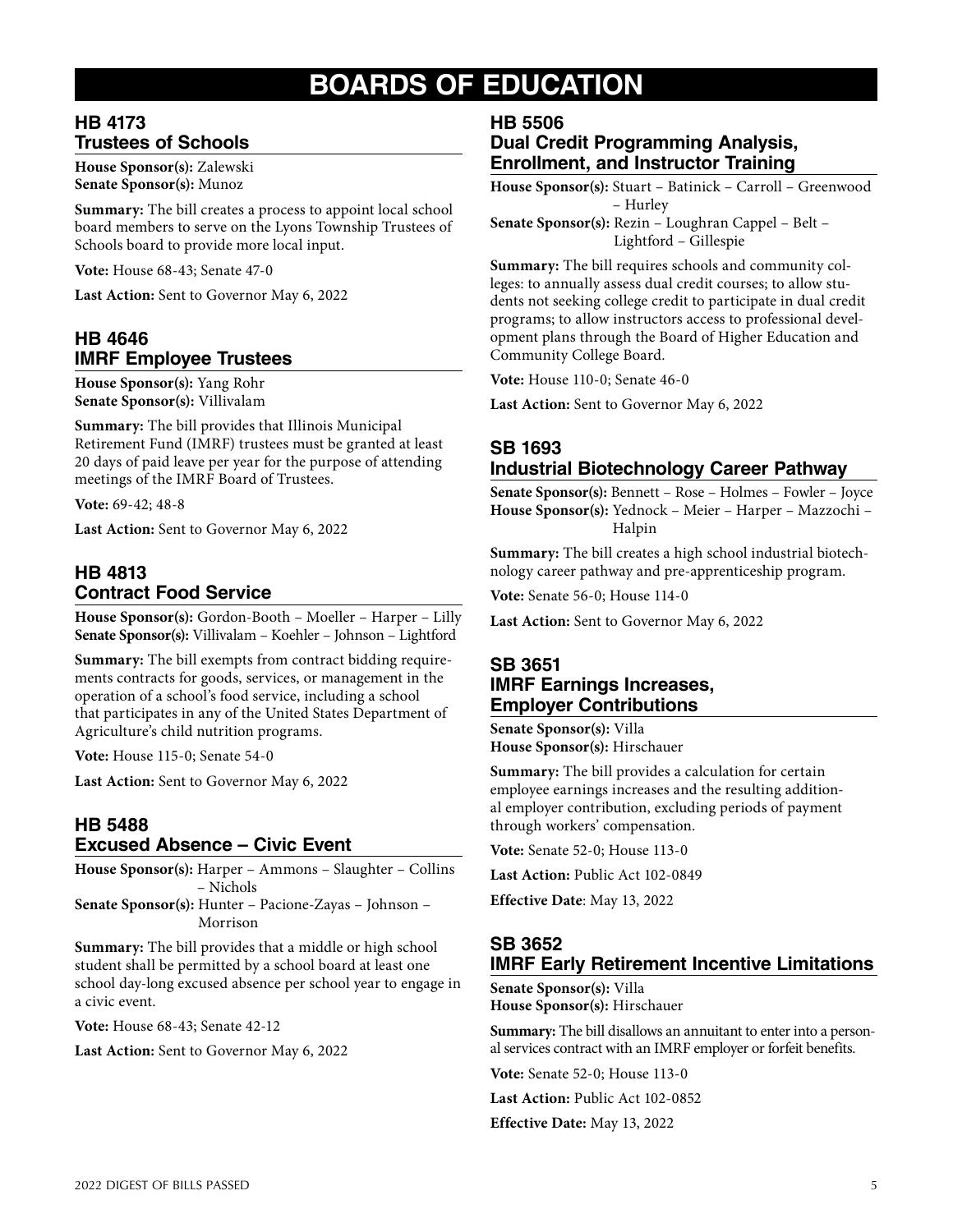# BOARDS OF EDUCATION

## HB 4173
## Trustees of Schools

**House Sponsor(s):** Zalewski
**Senate Sponsor(s):** Munoz

**Summary:** The bill creates a process to appoint local school board members to serve on the Lyons Township Trustees of Schools board to provide more local input.

**Vote:** House 68-43; Senate 47-0

**Last Action:** Sent to Governor May 6, 2022

## HB 4646
## IMRF Employee Trustees

**House Sponsor(s):** Yang Rohr
**Senate Sponsor(s):** Villivalam

**Summary:** The bill provides that Illinois Municipal Retirement Fund (IMRF) trustees must be granted at least 20 days of paid leave per year for the purpose of attending meetings of the IMRF Board of Trustees.

**Vote:** 69-42; 48-8

**Last Action:** Sent to Governor May 6, 2022

## HB 4813
## Contract Food Service

**House Sponsor(s):** Gordon-Booth – Moeller – Harper – Lilly
**Senate Sponsor(s):** Villivalam – Koehler – Johnson – Lightford

**Summary:** The bill exempts from contract bidding requirements contracts for goods, services, or management in the operation of a school's food service, including a school that participates in any of the United States Department of Agriculture's child nutrition programs.

**Vote:** House 115-0; Senate 54-0

**Last Action:** Sent to Governor May 6, 2022

## HB 5488
## Excused Absence – Civic Event

**House Sponsor(s):** Harper – Ammons – Slaughter – Collins – Nichols
**Senate Sponsor(s):** Hunter – Pacione-Zayas – Johnson – Morrison

**Summary:** The bill provides that a middle or high school student shall be permitted by a school board at least one school day-long excused absence per school year to engage in a civic event.

**Vote:** House 68-43; Senate 42-12

**Last Action:** Sent to Governor May 6, 2022

## HB 5506
## Dual Credit Programming Analysis, Enrollment, and Instructor Training

**House Sponsor(s):** Stuart – Batinick – Carroll – Greenwood – Hurley
**Senate Sponsor(s):** Rezin – Loughran Cappel – Belt – Lightford – Gillespie

**Summary:** The bill requires schools and community colleges: to annually assess dual credit courses; to allow students not seeking college credit to participate in dual credit programs; to allow instructors access to professional development plans through the Board of Higher Education and Community College Board.

**Vote:** House 110-0; Senate 46-0

**Last Action:** Sent to Governor May 6, 2022

## SB 1693
## Industrial Biotechnology Career Pathway

**Senate Sponsor(s):** Bennett – Rose – Holmes – Fowler – Joyce
**House Sponsor(s):** Yednock – Meier – Harper – Mazzochi – Halpin

**Summary:** The bill creates a high school industrial biotechnology career pathway and pre-apprenticeship program.

**Vote:** Senate 56-0; House 114-0

**Last Action:** Sent to Governor May 6, 2022

## SB 3651
## IMRF Earnings Increases, Employer Contributions

**Senate Sponsor(s):** Villa
**House Sponsor(s):** Hirschauer

**Summary:** The bill provides a calculation for certain employee earnings increases and the resulting additional employer contribution, excluding periods of payment through workers' compensation.

**Vote:** Senate 52-0; House 113-0

**Last Action:** Public Act 102-0849

**Effective Date**: May 13, 2022

## SB 3652
## IMRF Early Retirement Incentive Limitations

**Senate Sponsor(s):** Villa
**House Sponsor(s):** Hirschauer

**Summary:** The bill disallows an annuitant to enter into a personal services contract with an IMRF employer or forfeit benefits.

**Vote:** Senate 52-0; House 113-0

**Last Action:** Public Act 102-0852

**Effective Date:** May 13, 2022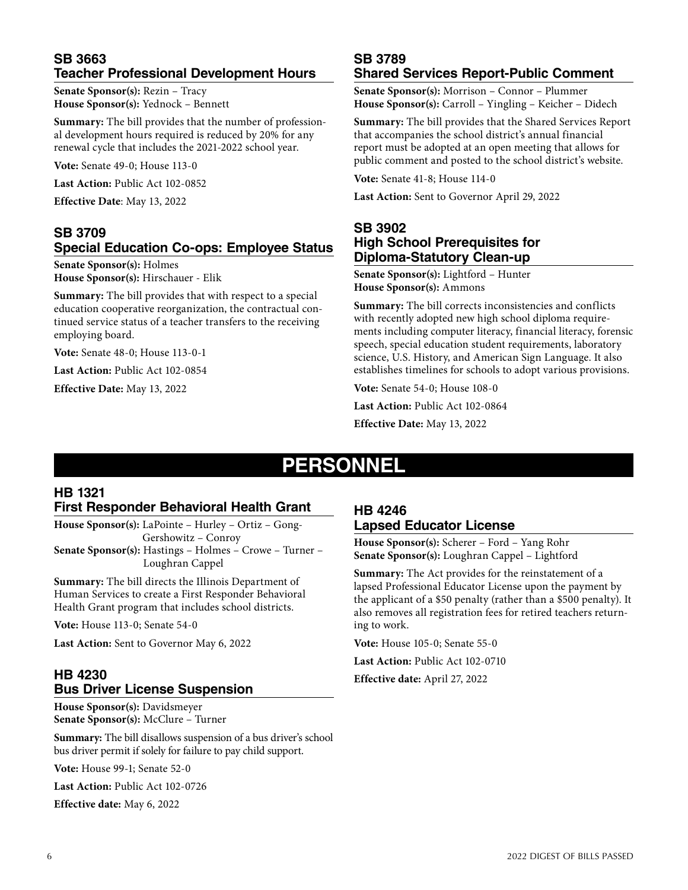## SB 3663
## Teacher Professional Development Hours

**Senate Sponsor(s):** Rezin – Tracy
**House Sponsor(s):** Yednock – Bennett

**Summary:** The bill provides that the number of professional development hours required is reduced by 20% for any renewal cycle that includes the 2021-2022 school year.

**Vote:** Senate 49-0; House 113-0

**Last Action:** Public Act 102-0852

**Effective Date**: May 13, 2022

## SB 3709
## Special Education Co-ops: Employee Status

**Senate Sponsor(s):** Holmes
**House Sponsor(s):** Hirschauer - Elik

**Summary:** The bill provides that with respect to a special education cooperative reorganization, the contractual continued service status of a teacher transfers to the receiving employing board.

**Vote:** Senate 48-0; House 113-0-1

**Last Action:** Public Act 102-0854

**Effective Date:** May 13, 2022

## SB 3789
## Shared Services Report-Public Comment

**Senate Sponsor(s):** Morrison – Connor – Plummer
**House Sponsor(s):** Carroll – Yingling – Keicher – Didech

**Summary:** The bill provides that the Shared Services Report that accompanies the school district's annual financial report must be adopted at an open meeting that allows for public comment and posted to the school district's website.

**Vote:** Senate 41-8; House 114-0

**Last Action:** Sent to Governor April 29, 2022

## SB 3902
## High School Prerequisites for Diploma-Statutory Clean-up

**Senate Sponsor(s):** Lightford – Hunter
**House Sponsor(s):** Ammons

**Summary:** The bill corrects inconsistencies and conflicts with recently adopted new high school diploma requirements including computer literacy, financial literacy, forensic speech, special education student requirements, laboratory science, U.S. History, and American Sign Language. It also establishes timelines for schools to adopt various provisions.

**Vote:** Senate 54-0; House 108-0

**Last Action:** Public Act 102-0864

**Effective Date:** May 13, 2022

# PERSONNEL

## HB 1321
## First Responder Behavioral Health Grant

**House Sponsor(s):** LaPointe – Hurley – Ortiz – Gong-Gershowitz – Conroy
**Senate Sponsor(s):** Hastings – Holmes – Crowe – Turner – Loughran Cappel

**Summary:** The bill directs the Illinois Department of Human Services to create a First Responder Behavioral Health Grant program that includes school districts.

**Vote:** House 113-0; Senate 54-0

**Last Action:** Sent to Governor May 6, 2022

## HB 4230
## Bus Driver License Suspension

**House Sponsor(s):** Davidsmeyer
**Senate Sponsor(s):** McClure – Turner

**Summary:** The bill disallows suspension of a bus driver's school bus driver permit if solely for failure to pay child support.

**Vote:** House 99-1; Senate 52-0

**Last Action:** Public Act 102-0726

**Effective date:** May 6, 2022

## HB 4246
## Lapsed Educator License

**House Sponsor(s):** Scherer – Ford – Yang Rohr
**Senate Sponsor(s):** Loughran Cappel – Lightford

**Summary:** The Act provides for the reinstatement of a lapsed Professional Educator License upon the payment by the applicant of a $50 penalty (rather than a $500 penalty). It also removes all registration fees for retired teachers returning to work.

**Vote:** House 105-0; Senate 55-0

**Last Action:** Public Act 102-0710

**Effective date:** April 27, 2022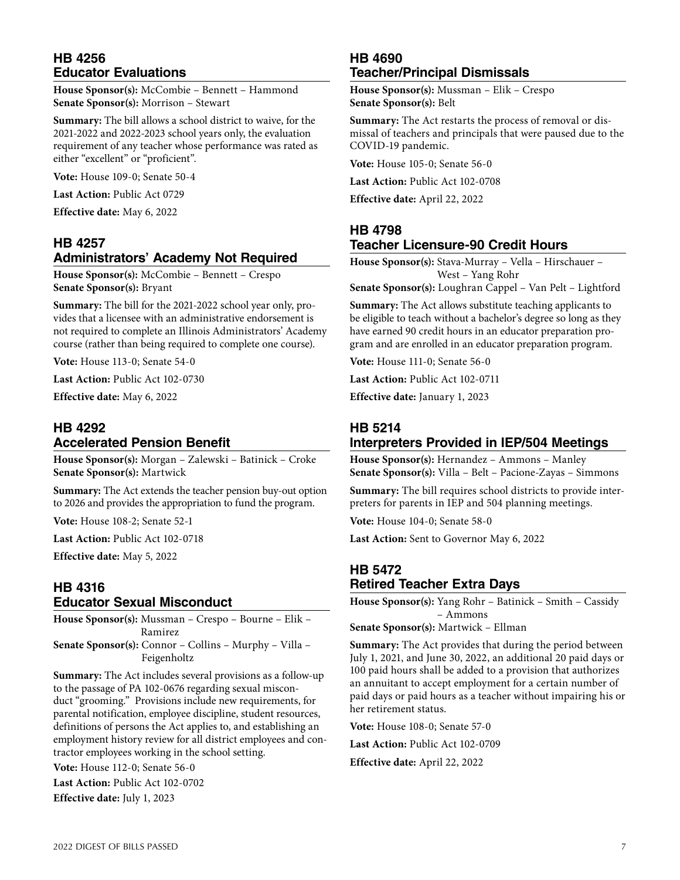## HB 4256
## Educator Evaluations

**House Sponsor(s):** McCombie – Bennett – Hammond
**Senate Sponsor(s):** Morrison – Stewart

**Summary:** The bill allows a school district to waive, for the 2021-2022 and 2022-2023 school years only, the evaluation requirement of any teacher whose performance was rated as either "excellent" or "proficient".

**Vote:** House 109-0; Senate 50-4

**Last Action:** Public Act 0729

**Effective date:** May 6, 2022

## HB 4257
## Administrators' Academy Not Required

**House Sponsor(s):** McCombie – Bennett – Crespo
**Senate Sponsor(s):** Bryant

**Summary:** The bill for the 2021-2022 school year only, provides that a licensee with an administrative endorsement is not required to complete an Illinois Administrators' Academy course (rather than being required to complete one course).

**Vote:** House 113-0; Senate 54-0

**Last Action:** Public Act 102-0730

**Effective date:** May 6, 2022

## HB 4292
## Accelerated Pension Benefit

**House Sponsor(s):** Morgan – Zalewski – Batinick – Croke
**Senate Sponsor(s):** Martwick

**Summary:** The Act extends the teacher pension buy-out option to 2026 and provides the appropriation to fund the program.

**Vote:** House 108-2; Senate 52-1

**Last Action:** Public Act 102-0718

**Effective date:** May 5, 2022

## HB 4316
## Educator Sexual Misconduct

**House Sponsor(s):** Mussman – Crespo – Bourne – Elik – Ramirez
**Senate Sponsor(s):** Connor – Collins – Murphy – Villa – Feigenholtz

**Summary:** The Act includes several provisions as a follow-up to the passage of PA 102-0676 regarding sexual misconduct "grooming." Provisions include new requirements, for parental notification, employee discipline, student resources, definitions of persons the Act applies to, and establishing an employment history review for all district employees and contractor employees working in the school setting.

**Vote:** House 112-0; Senate 56-0

**Last Action:** Public Act 102-0702

**Effective date:** July 1, 2023

## HB 4690
## Teacher/Principal Dismissals

**House Sponsor(s):** Mussman – Elik – Crespo
**Senate Sponsor(s):** Belt

**Summary:** The Act restarts the process of removal or dismissal of teachers and principals that were paused due to the COVID-19 pandemic.

**Vote:** House 105-0; Senate 56-0

**Last Action:** Public Act 102-0708

**Effective date:** April 22, 2022

## HB 4798
## Teacher Licensure-90 Credit Hours

**House Sponsor(s):** Stava-Murray – Vella – Hirschauer – West – Yang Rohr
**Senate Sponsor(s):** Loughran Cappel – Van Pelt – Lightford

**Summary:** The Act allows substitute teaching applicants to be eligible to teach without a bachelor's degree so long as they have earned 90 credit hours in an educator preparation program and are enrolled in an educator preparation program.

**Vote:** House 111-0; Senate 56-0

**Last Action:** Public Act 102-0711

**Effective date:** January 1, 2023

## HB 5214
## Interpreters Provided in IEP/504 Meetings

**House Sponsor(s):** Hernandez – Ammons – Manley
**Senate Sponsor(s):** Villa – Belt – Pacione-Zayas – Simmons

**Summary:** The bill requires school districts to provide interpreters for parents in IEP and 504 planning meetings.

**Vote:** House 104-0; Senate 58-0

**Last Action:** Sent to Governor May 6, 2022

## HB 5472
## Retired Teacher Extra Days

**House Sponsor(s):** Yang Rohr – Batinick – Smith – Cassidy – Ammons
**Senate Sponsor(s):** Martwick – Ellman

**Summary:** The Act provides that during the period between July 1, 2021, and June 30, 2022, an additional 20 paid days or 100 paid hours shall be added to a provision that authorizes an annuitant to accept employment for a certain number of paid days or paid hours as a teacher without impairing his or her retirement status.

**Vote:** House 108-0; Senate 57-0

**Last Action:** Public Act 102-0709

**Effective date:** April 22, 2022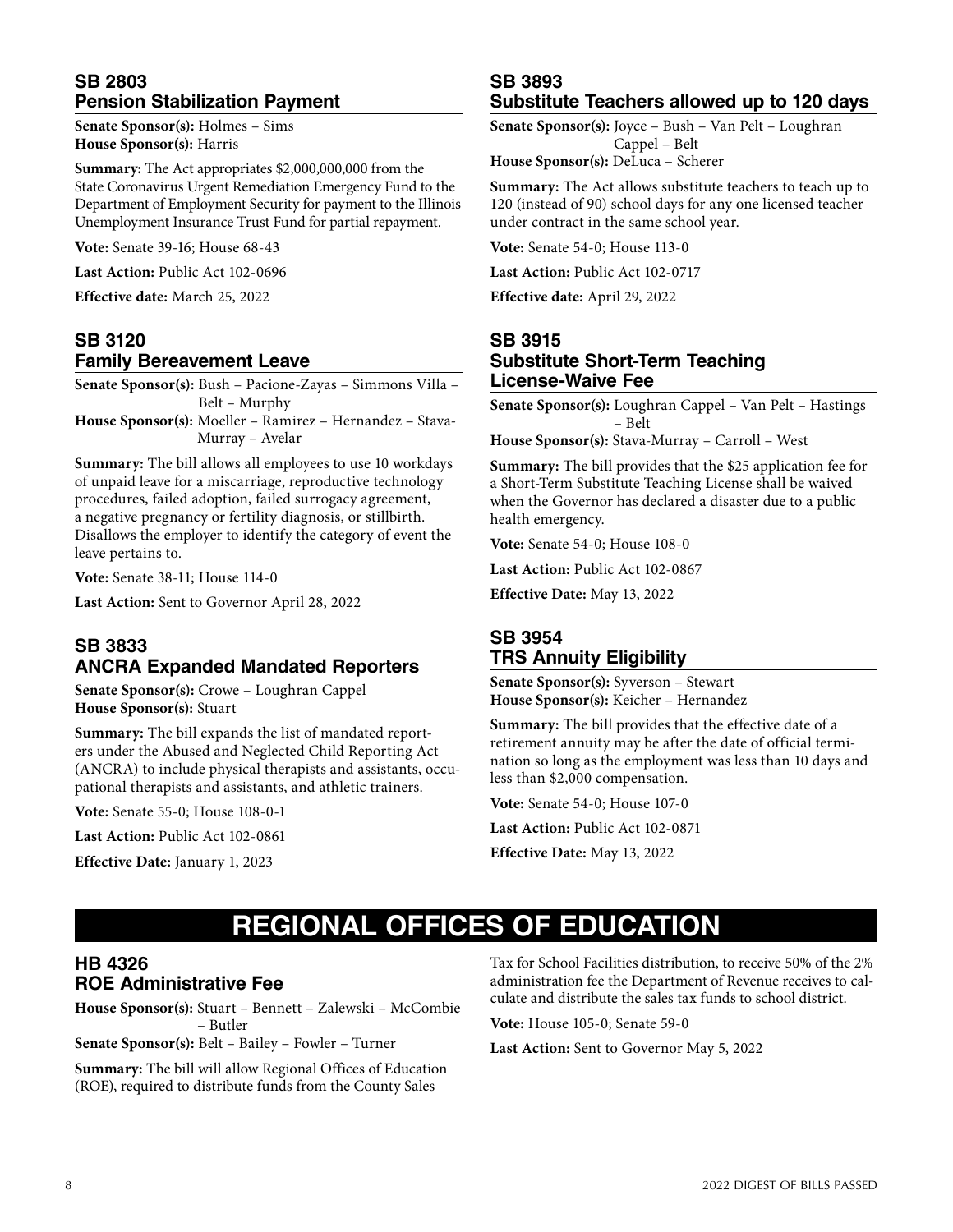## SB 2803
## Pension Stabilization Payment

**Senate Sponsor(s):** Holmes – Sims
**House Sponsor(s):** Harris

**Summary:** The Act appropriates $2,000,000,000 from the State Coronavirus Urgent Remediation Emergency Fund to the Department of Employment Security for payment to the Illinois Unemployment Insurance Trust Fund for partial repayment.

**Vote:** Senate 39-16; House 68-43

**Last Action:** Public Act 102-0696

**Effective date:** March 25, 2022

## SB 3120
## Family Bereavement Leave

**Senate Sponsor(s):** Bush – Pacione-Zayas – Simmons Villa – Belt – Murphy
**House Sponsor(s):** Moeller – Ramirez – Hernandez – Stava-Murray – Avelar

**Summary:** The bill allows all employees to use 10 workdays of unpaid leave for a miscarriage, reproductive technology procedures, failed adoption, failed surrogacy agreement, a negative pregnancy or fertility diagnosis, or stillbirth. Disallows the employer to identify the category of event the leave pertains to.

**Vote:** Senate 38-11; House 114-0

**Last Action:** Sent to Governor April 28, 2022

## SB 3833
## ANCRA Expanded Mandated Reporters

**Senate Sponsor(s):** Crowe – Loughran Cappel
**House Sponsor(s):** Stuart

**Summary:** The bill expands the list of mandated reporters under the Abused and Neglected Child Reporting Act (ANCRA) to include physical therapists and assistants, occupational therapists and assistants, and athletic trainers.

**Vote:** Senate 55-0; House 108-0-1

**Last Action:** Public Act 102-0861

**Effective Date:** January 1, 2023

## SB 3893
## Substitute Teachers allowed up to 120 days

**Senate Sponsor(s):** Joyce – Bush – Van Pelt – Loughran Cappel – Belt
**House Sponsor(s):** DeLuca – Scherer

**Summary:** The Act allows substitute teachers to teach up to 120 (instead of 90) school days for any one licensed teacher under contract in the same school year.

**Vote:** Senate 54-0; House 113-0

**Last Action:** Public Act 102-0717

**Effective date:** April 29, 2022

## SB 3915
## Substitute Short-Term Teaching License-Waive Fee

**Senate Sponsor(s):** Loughran Cappel – Van Pelt – Hastings – Belt
**House Sponsor(s):** Stava-Murray – Carroll – West

**Summary:** The bill provides that the $25 application fee for a Short-Term Substitute Teaching License shall be waived when the Governor has declared a disaster due to a public health emergency.

**Vote:** Senate 54-0; House 108-0

**Last Action:** Public Act 102-0867

**Effective Date:** May 13, 2022

## SB 3954
## TRS Annuity Eligibility

**Senate Sponsor(s):** Syverson – Stewart
**House Sponsor(s):** Keicher – Hernandez

**Summary:** The bill provides that the effective date of a retirement annuity may be after the date of official termination so long as the employment was less than 10 days and less than $2,000 compensation.

**Vote:** Senate 54-0; House 107-0

**Last Action:** Public Act 102-0871

**Effective Date:** May 13, 2022

# REGIONAL OFFICES OF EDUCATION

## HB 4326
## ROE Administrative Fee

**House Sponsor(s):** Stuart – Bennett – Zalewski – McCombie – Butler
**Senate Sponsor(s):** Belt – Bailey – Fowler – Turner

**Summary:** The bill will allow Regional Offices of Education (ROE), required to distribute funds from the County Sales Tax for School Facilities distribution, to receive 50% of the 2% administration fee the Department of Revenue receives to calculate and distribute the sales tax funds to school district.

**Vote:** House 105-0; Senate 59-0

**Last Action:** Sent to Governor May 5, 2022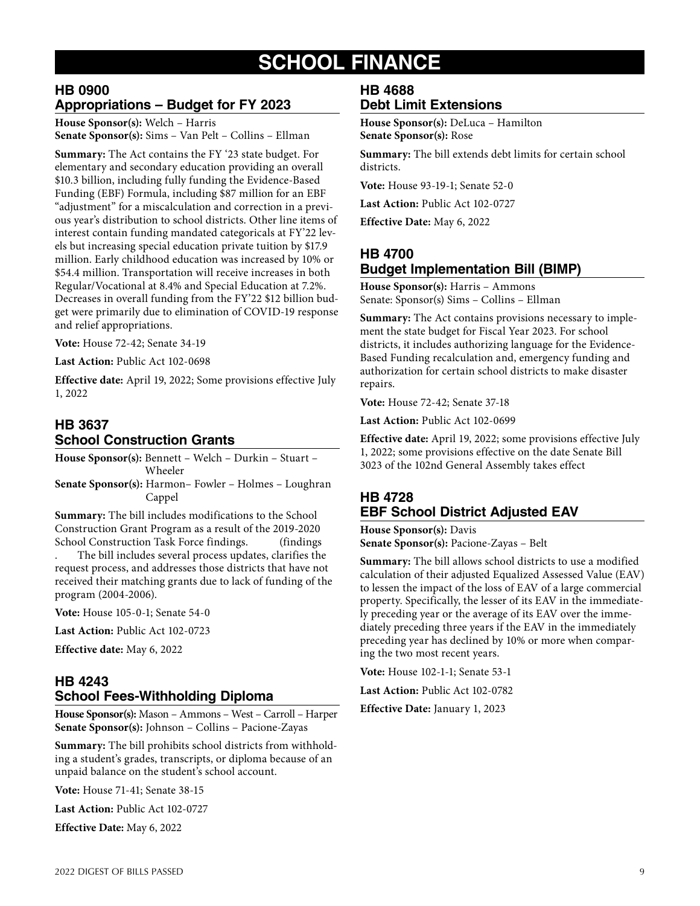# SCHOOL FINANCE

## HB 0900
## Appropriations – Budget for FY 2023

**House Sponsor(s):** Welch – Harris
**Senate Sponsor(s):** Sims – Van Pelt – Collins – Ellman

**Summary:** The Act contains the FY '23 state budget. For elementary and secondary education providing an overall $10.3 billion, including fully funding the Evidence-Based Funding (EBF) Formula, including $87 million for an EBF "adjustment" for a miscalculation and correction in a previous year's distribution to school districts. Other line items of interest contain funding mandated categoricals at FY'22 levels but increasing special education private tuition by $17.9 million. Early childhood education was increased by 10% or $54.4 million. Transportation will receive increases in both Regular/Vocational at 8.4% and Special Education at 7.2%. Decreases in overall funding from the FY'22 $12 billion budget were primarily due to elimination of COVID-19 response and relief appropriations.

**Vote:** House 72-42; Senate 34-19

**Last Action:** Public Act 102-0698

**Effective date:** April 19, 2022; Some provisions effective July 1, 2022

## HB 3637
## School Construction Grants

**House Sponsor(s):** Bennett – Welch – Durkin – Stuart – Wheeler
**Senate Sponsor(s):** Harmon– Fowler – Holmes – Loughran Cappel

**Summary:** The bill includes modifications to the School Construction Grant Program as a result of the 2019-2020 School Construction Task Force findings. (findings . The bill includes several process updates, clarifies the request process, and addresses those districts that have not received their matching grants due to lack of funding of the program (2004-2006).

**Vote:** House 105-0-1; Senate 54-0

**Last Action:** Public Act 102-0723

**Effective date:** May 6, 2022

## HB 4243
## School Fees-Withholding Diploma

**House Sponsor(s):** Mason – Ammons – West – Carroll – Harper
**Senate Sponsor(s):** Johnson – Collins – Pacione-Zayas

**Summary:** The bill prohibits school districts from withholding a student's grades, transcripts, or diploma because of an unpaid balance on the student's school account.

**Vote:** House 71-41; Senate 38-15

**Last Action:** Public Act 102-0727

**Effective Date:** May 6, 2022

## HB 4688
## Debt Limit Extensions

**House Sponsor(s):** DeLuca – Hamilton
**Senate Sponsor(s):** Rose

**Summary:** The bill extends debt limits for certain school districts.

**Vote:** House 93-19-1; Senate 52-0

**Last Action:** Public Act 102-0727

**Effective Date:** May 6, 2022

## HB 4700
## Budget Implementation Bill (BIMP)

**House Sponsor(s):** Harris – Ammons
Senate: Sponsor(s) Sims – Collins – Ellman

**Summary:** The Act contains provisions necessary to implement the state budget for Fiscal Year 2023. For school districts, it includes authorizing language for the Evidence-Based Funding recalculation and, emergency funding and authorization for certain school districts to make disaster repairs.

**Vote:** House 72-42; Senate 37-18

**Last Action:** Public Act 102-0699

**Effective date:** April 19, 2022; some provisions effective July 1, 2022; some provisions effective on the date Senate Bill 3023 of the 102nd General Assembly takes effect

## HB 4728
## EBF School District Adjusted EAV

**House Sponsor(s):** Davis
**Senate Sponsor(s):** Pacione-Zayas – Belt

**Summary:** The bill allows school districts to use a modified calculation of their adjusted Equalized Assessed Value (EAV) to lessen the impact of the loss of EAV of a large commercial property. Specifically, the lesser of its EAV in the immediately preceding year or the average of its EAV over the immediately preceding three years if the EAV in the immediately preceding year has declined by 10% or more when comparing the two most recent years.

**Vote:** House 102-1-1; Senate 53-1

**Last Action:** Public Act 102-0782

**Effective Date:** January 1, 2023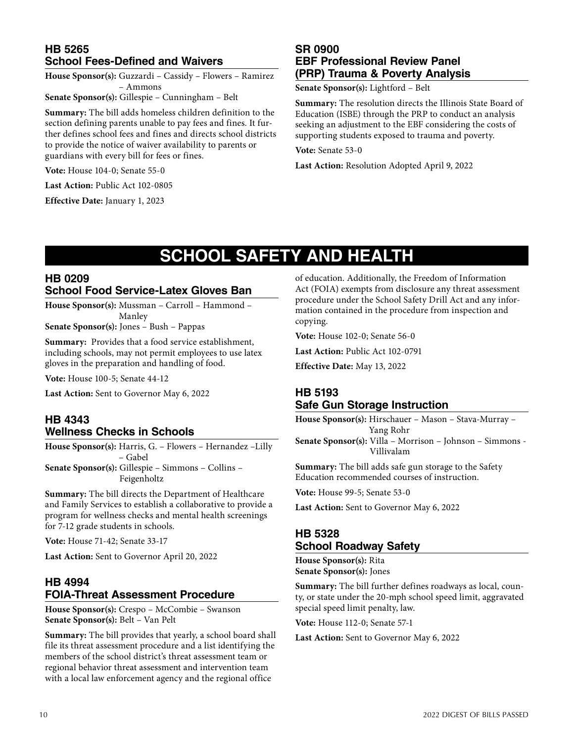## HB 5265
## School Fees-Defined and Waivers

**House Sponsor(s):** Guzzardi – Cassidy – Flowers – Ramirez – Ammons
**Senate Sponsor(s):** Gillespie – Cunningham – Belt

**Summary:** The bill adds homeless children definition to the section defining parents unable to pay fees and fines. It further defines school fees and fines and directs school districts to provide the notice of waiver availability to parents or guardians with every bill for fees or fines.

**Vote:** House 104-0; Senate 55-0

**Last Action:** Public Act 102-0805

**Effective Date:** January 1, 2023

## SR 0900
## EBF Professional Review Panel (PRP) Trauma & Poverty Analysis

**Senate Sponsor(s):** Lightford – Belt

**Summary:** The resolution directs the Illinois State Board of Education (ISBE) through the PRP to conduct an analysis seeking an adjustment to the EBF considering the costs of supporting students exposed to trauma and poverty.

**Vote:** Senate 53-0

**Last Action:** Resolution Adopted April 9, 2022

# SCHOOL SAFETY AND HEALTH

## HB 0209
## School Food Service-Latex Gloves Ban

**House Sponsor(s):** Mussman – Carroll – Hammond – Manley
**Senate Sponsor(s):** Jones – Bush – Pappas

**Summary:** Provides that a food service establishment, including schools, may not permit employees to use latex gloves in the preparation and handling of food.

**Vote:** House 100-5; Senate 44-12

**Last Action:** Sent to Governor May 6, 2022

## HB 4343
## Wellness Checks in Schools

**House Sponsor(s):** Harris, G. – Flowers – Hernandez –Lilly – Gabel
**Senate Sponsor(s):** Gillespie – Simmons – Collins – Feigenholtz

**Summary:** The bill directs the Department of Healthcare and Family Services to establish a collaborative to provide a program for wellness checks and mental health screenings for 7-12 grade students in schools.

**Vote:** House 71-42; Senate 33-17

**Last Action:** Sent to Governor April 20, 2022

## HB 4994
## FOIA-Threat Assessment Procedure

**House Sponsor(s):** Crespo – McCombie – Swanson
**Senate Sponsor(s):** Belt – Van Pelt

**Summary:** The bill provides that yearly, a school board shall file its threat assessment procedure and a list identifying the members of the school district's threat assessment team or regional behavior threat assessment and intervention team with a local law enforcement agency and the regional office of education. Additionally, the Freedom of Information Act (FOIA) exempts from disclosure any threat assessment procedure under the School Safety Drill Act and any information contained in the procedure from inspection and copying.

**Vote:** House 102-0; Senate 56-0

**Last Action:** Public Act 102-0791

**Effective Date:** May 13, 2022

## HB 5193
## Safe Gun Storage Instruction

**House Sponsor(s):** Hirschauer – Mason – Stava-Murray – Yang Rohr
**Senate Sponsor(s):** Villa – Morrison – Johnson – Simmons - Villivalam

**Summary:** The bill adds safe gun storage to the Safety Education recommended courses of instruction.

**Vote:** House 99-5; Senate 53-0

**Last Action:** Sent to Governor May 6, 2022

## HB 5328
## School Roadway Safety

**House Sponsor(s):** Rita
**Senate Sponsor(s):** Jones

**Summary:** The bill further defines roadways as local, county, or state under the 20-mph school speed limit, aggravated special speed limit penalty, law.

**Vote:** House 112-0; Senate 57-1

**Last Action:** Sent to Governor May 6, 2022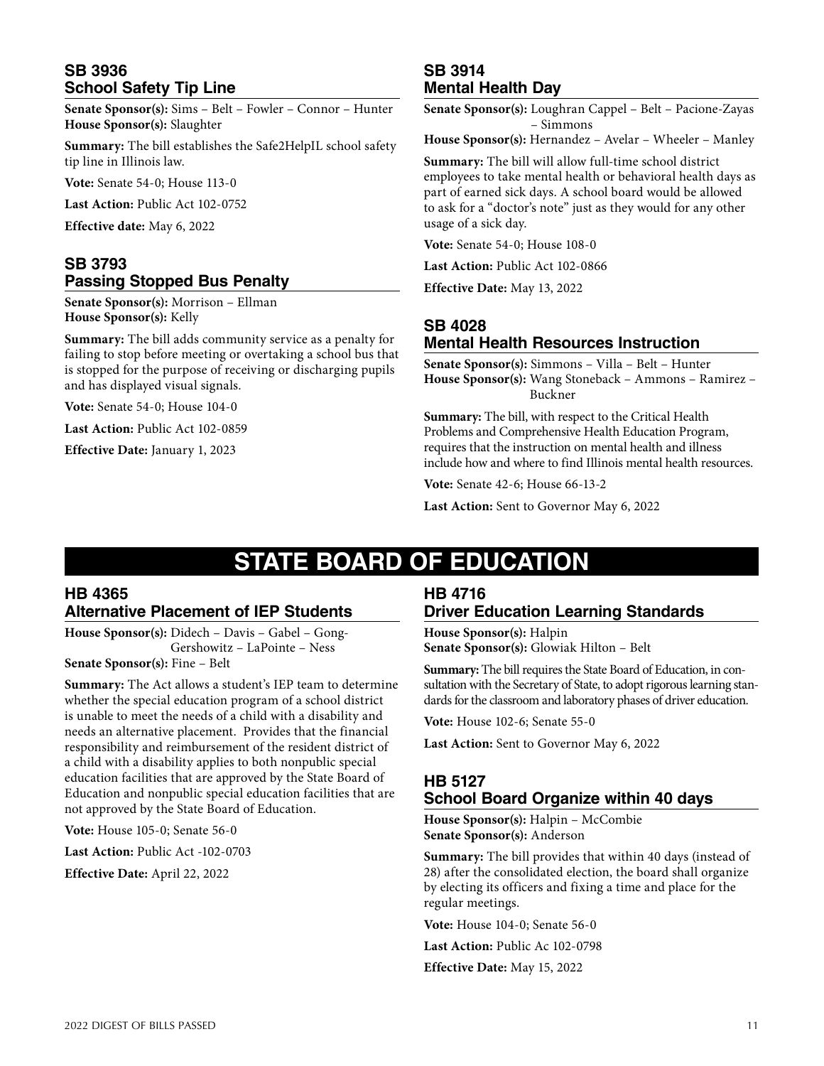## SB 3936
## School Safety Tip Line

**Senate Sponsor(s):** Sims – Belt – Fowler – Connor – Hunter
**House Sponsor(s):** Slaughter

**Summary:** The bill establishes the Safe2HelpIL school safety tip line in Illinois law.

**Vote:** Senate 54-0; House 113-0

**Last Action:** Public Act 102-0752

**Effective date:** May 6, 2022

## SB 3793
## Passing Stopped Bus Penalty

**Senate Sponsor(s):** Morrison – Ellman
**House Sponsor(s):** Kelly

**Summary:** The bill adds community service as a penalty for failing to stop before meeting or overtaking a school bus that is stopped for the purpose of receiving or discharging pupils and has displayed visual signals.

**Vote:** Senate 54-0; House 104-0

**Last Action:** Public Act 102-0859

**Effective Date:** January 1, 2023

## SB 3914
## Mental Health Day

**Senate Sponsor(s):** Loughran Cappel – Belt – Pacione-Zayas – Simmons
**House Sponsor(s):** Hernandez – Avelar – Wheeler – Manley

**Summary:** The bill will allow full-time school district employees to take mental health or behavioral health days as part of earned sick days. A school board would be allowed to ask for a "doctor's note" just as they would for any other usage of a sick day.

**Vote:** Senate 54-0; House 108-0

**Last Action:** Public Act 102-0866

**Effective Date:** May 13, 2022

## SB 4028
## Mental Health Resources Instruction

**Senate Sponsor(s):** Simmons – Villa – Belt – Hunter
**House Sponsor(s):** Wang Stoneback – Ammons – Ramirez – Buckner

**Summary:** The bill, with respect to the Critical Health Problems and Comprehensive Health Education Program, requires that the instruction on mental health and illness include how and where to find Illinois mental health resources.

**Vote:** Senate 42-6; House 66-13-2

**Last Action:** Sent to Governor May 6, 2022

# STATE BOARD OF EDUCATION

## HB 4365
## Alternative Placement of IEP Students

**House Sponsor(s):** Didech – Davis – Gabel – Gong-Gershowitz – LaPointe – Ness
**Senate Sponsor(s):** Fine – Belt

**Summary:** The Act allows a student's IEP team to determine whether the special education program of a school district is unable to meet the needs of a child with a disability and needs an alternative placement. Provides that the financial responsibility and reimbursement of the resident district of a child with a disability applies to both nonpublic special education facilities that are approved by the State Board of Education and nonpublic special education facilities that are not approved by the State Board of Education.

**Vote:** House 105-0; Senate 56-0

**Last Action:** Public Act -102-0703

**Effective Date:** April 22, 2022

## HB 4716
## Driver Education Learning Standards

**House Sponsor(s):** Halpin
**Senate Sponsor(s):** Glowiak Hilton – Belt

**Summary:** The bill requires the State Board of Education, in consultation with the Secretary of State, to adopt rigorous learning standards for the classroom and laboratory phases of driver education.

**Vote:** House 102-6; Senate 55-0

**Last Action:** Sent to Governor May 6, 2022

## HB 5127
## School Board Organize within 40 days

**House Sponsor(s):** Halpin – McCombie
**Senate Sponsor(s):** Anderson

**Summary:** The bill provides that within 40 days (instead of 28) after the consolidated election, the board shall organize by electing its officers and fixing a time and place for the regular meetings.

**Vote:** House 104-0; Senate 56-0

**Last Action:** Public Ac 102-0798

**Effective Date:** May 15, 2022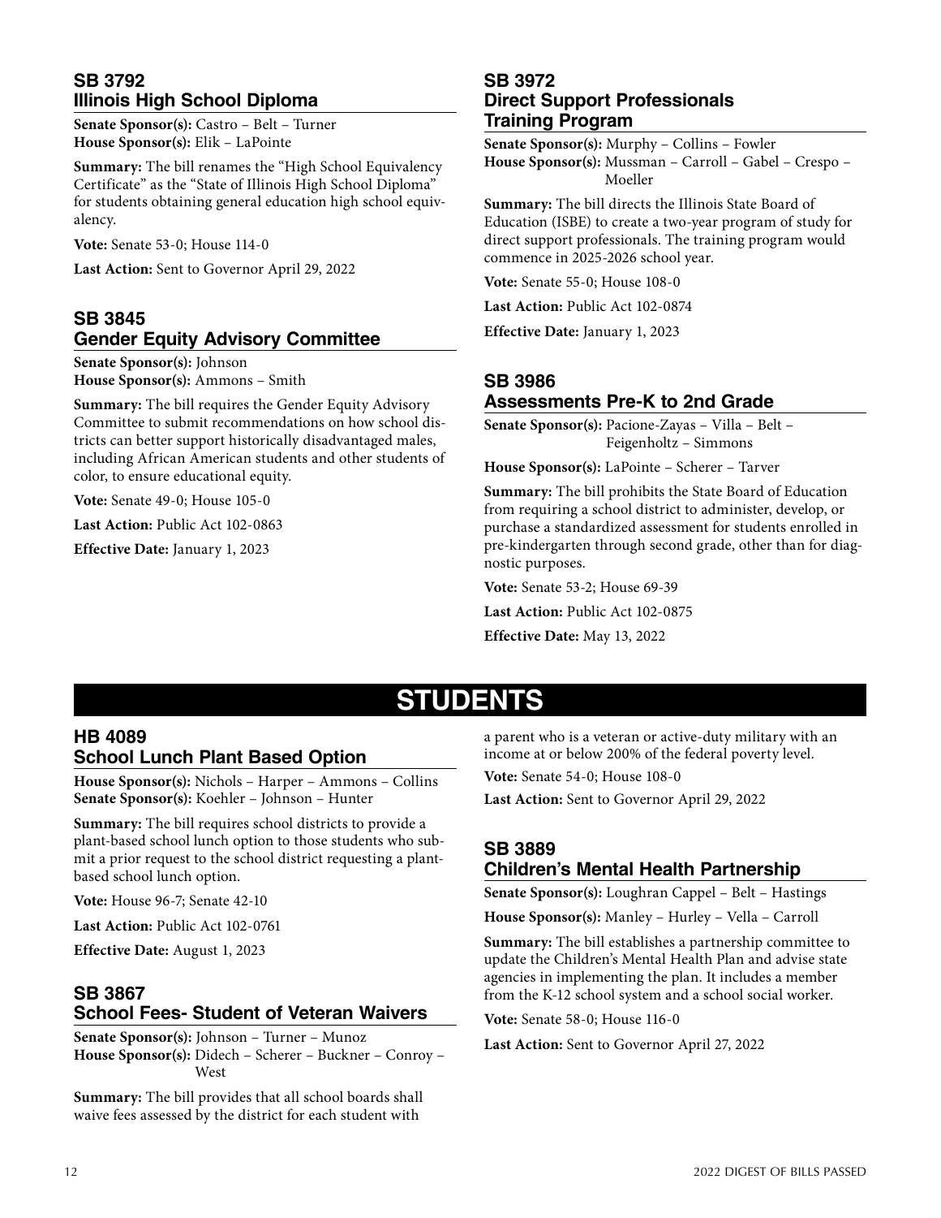## SB 3792
## Illinois High School Diploma

**Senate Sponsor(s):** Castro – Belt – Turner
**House Sponsor(s):** Elik – LaPointe

**Summary:** The bill renames the "High School Equivalency Certificate" as the "State of Illinois High School Diploma" for students obtaining general education high school equivalency.

**Vote:** Senate 53-0; House 114-0

**Last Action:** Sent to Governor April 29, 2022

## SB 3845
## Gender Equity Advisory Committee

**Senate Sponsor(s):** Johnson
**House Sponsor(s):** Ammons – Smith

**Summary:** The bill requires the Gender Equity Advisory Committee to submit recommendations on how school districts can better support historically disadvantaged males, including African American students and other students of color, to ensure educational equity.

**Vote:** Senate 49-0; House 105-0

**Last Action:** Public Act 102-0863

**Effective Date:** January 1, 2023

## SB 3972
## Direct Support Professionals Training Program

**Senate Sponsor(s):** Murphy – Collins – Fowler
**House Sponsor(s):** Mussman – Carroll – Gabel – Crespo – Moeller

**Summary:** The bill directs the Illinois State Board of Education (ISBE) to create a two-year program of study for direct support professionals. The training program would commence in 2025-2026 school year.

**Vote:** Senate 55-0; House 108-0

**Last Action:** Public Act 102-0874

**Effective Date:** January 1, 2023

## SB 3986
## Assessments Pre-K to 2nd Grade

**Senate Sponsor(s):** Pacione-Zayas – Villa – Belt – Feigenholtz – Simmons

**House Sponsor(s):** LaPointe – Scherer – Tarver

**Summary:** The bill prohibits the State Board of Education from requiring a school district to administer, develop, or purchase a standardized assessment for students enrolled in pre-kindergarten through second grade, other than for diagnostic purposes.

**Vote:** Senate 53-2; House 69-39

**Last Action:** Public Act 102-0875

**Effective Date:** May 13, 2022

# STUDENTS

## HB 4089
## School Lunch Plant Based Option

**House Sponsor(s):** Nichols – Harper – Ammons – Collins
**Senate Sponsor(s):** Koehler – Johnson – Hunter

**Summary:** The bill requires school districts to provide a plant-based school lunch option to those students who submit a prior request to the school district requesting a plant-based school lunch option.

**Vote:** House 96-7; Senate 42-10

**Last Action:** Public Act 102-0761

**Effective Date:** August 1, 2023

## SB 3867
## School Fees- Student of Veteran Waivers

**Senate Sponsor(s):** Johnson – Turner – Munoz
**House Sponsor(s):** Didech – Scherer – Buckner – Conroy – West

**Summary:** The bill provides that all school boards shall waive fees assessed by the district for each student with a parent who is a veteran or active-duty military with an income at or below 200% of the federal poverty level.

**Vote:** Senate 54-0; House 108-0

**Last Action:** Sent to Governor April 29, 2022

## SB 3889
## Children's Mental Health Partnership

**Senate Sponsor(s):** Loughran Cappel – Belt – Hastings

**House Sponsor(s):** Manley – Hurley – Vella – Carroll

**Summary:** The bill establishes a partnership committee to update the Children's Mental Health Plan and advise state agencies in implementing the plan. It includes a member from the K-12 school system and a school social worker.

**Vote:** Senate 58-0; House 116-0

**Last Action:** Sent to Governor April 27, 2022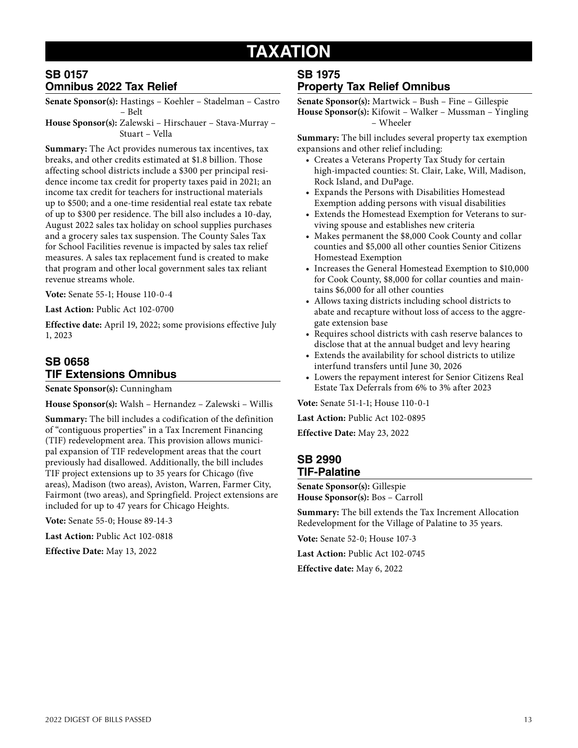# TAXATION

## SB 0157
## Omnibus 2022 Tax Relief

**Senate Sponsor(s):** Hastings – Koehler – Stadelman – Castro – Belt
**House Sponsor(s):** Zalewski – Hirschauer – Stava-Murray – Stuart – Vella

**Summary:** The Act provides numerous tax incentives, tax breaks, and other credits estimated at $1.8 billion. Those affecting school districts include a $300 per principal residence income tax credit for property taxes paid in 2021; an income tax credit for teachers for instructional materials up to $500; and a one-time residential real estate tax rebate of up to $300 per residence. The bill also includes a 10-day, August 2022 sales tax holiday on school supplies purchases and a grocery sales tax suspension. The County Sales Tax for School Facilities revenue is impacted by sales tax relief measures. A sales tax replacement fund is created to make that program and other local government sales tax reliant revenue streams whole.

**Vote:** Senate 55-1; House 110-0-4

**Last Action:** Public Act 102-0700

**Effective date:** April 19, 2022; some provisions effective July 1, 2023

## SB 0658
## TIF Extensions Omnibus

**Senate Sponsor(s):** Cunningham

**House Sponsor(s):** Walsh – Hernandez – Zalewski – Willis

**Summary:** The bill includes a codification of the definition of "contiguous properties" in a Tax Increment Financing (TIF) redevelopment area. This provision allows municipal expansion of TIF redevelopment areas that the court previously had disallowed. Additionally, the bill includes TIF project extensions up to 35 years for Chicago (five areas), Madison (two areas), Aviston, Warren, Farmer City, Fairmont (two areas), and Springfield. Project extensions are included for up to 47 years for Chicago Heights.

**Vote:** Senate 55-0; House 89-14-3

**Last Action:** Public Act 102-0818

**Effective Date:** May 13, 2022

## SB 1975
## Property Tax Relief Omnibus

**Senate Sponsor(s):** Martwick – Bush – Fine – Gillespie
**House Sponsor(s):** Kifowit – Walker – Mussman – Yingling – Wheeler

**Summary:** The bill includes several property tax exemption expansions and other relief including:

- Creates a Veterans Property Tax Study for certain high-impacted counties: St. Clair, Lake, Will, Madison, Rock Island, and DuPage.
- Expands the Persons with Disabilities Homestead Exemption adding persons with visual disabilities
- Extends the Homestead Exemption for Veterans to surviving spouse and establishes new criteria
- Makes permanent the $8,000 Cook County and collar counties and $5,000 all other counties Senior Citizens Homestead Exemption
- Increases the General Homestead Exemption to $10,000 for Cook County, $8,000 for collar counties and maintains $6,000 for all other counties
- Allows taxing districts including school districts to abate and recapture without loss of access to the aggregate extension base
- Requires school districts with cash reserve balances to disclose that at the annual budget and levy hearing
- Extends the availability for school districts to utilize interfund transfers until June 30, 2026
- Lowers the repayment interest for Senior Citizens Real Estate Tax Deferrals from 6% to 3% after 2023

**Vote:** Senate 51-1-1; House 110-0-1

**Last Action:** Public Act 102-0895

**Effective Date:** May 23, 2022

## SB 2990
## TIF-Palatine

**Senate Sponsor(s):** Gillespie
**House Sponsor(s):** Bos – Carroll

**Summary:** The bill extends the Tax Increment Allocation Redevelopment for the Village of Palatine to 35 years.

**Vote:** Senate 52-0; House 107-3

**Last Action:** Public Act 102-0745

**Effective date:** May 6, 2022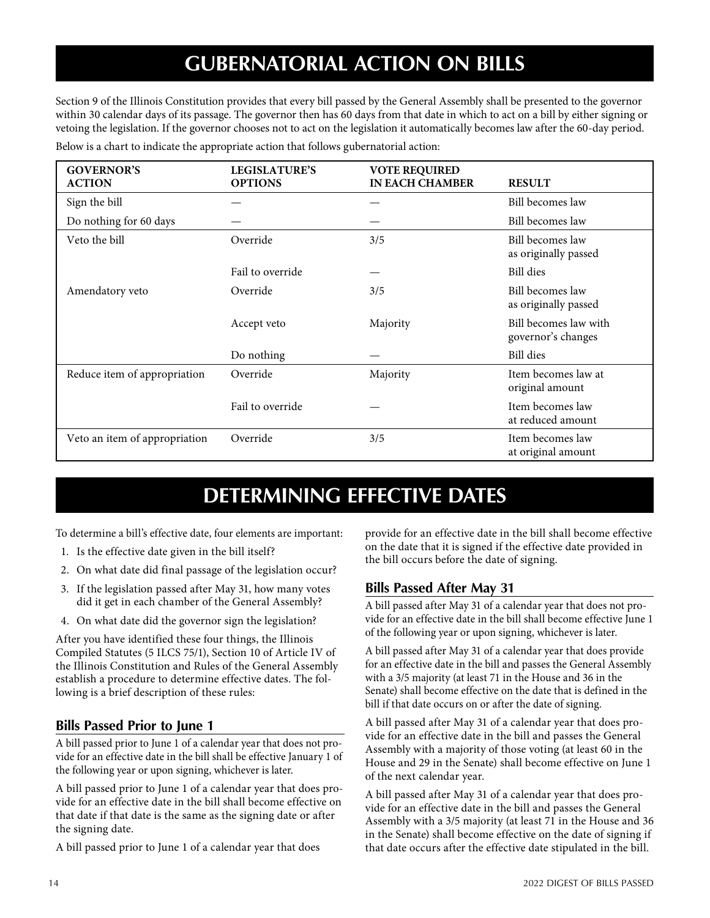# GUBERNATORIAL ACTION ON BILLS

Section 9 of the Illinois Constitution provides that every bill passed by the General Assembly shall be presented to the governor within 30 calendar days of its passage. The governor then has 60 days from that date in which to act on a bill by either signing or vetoing the legislation. If the governor chooses not to act on the legislation it automatically becomes law after the 60-day period.

Below is a chart to indicate the appropriate action that follows gubernatorial action:

| GOVERNOR'S ACTION | LEGISLATURE'S OPTIONS | VOTE REQUIRED IN EACH CHAMBER | RESULT |
|---|---|---|---|
| Sign the bill | — | — | Bill becomes law |
| Do nothing for 60 days | — | — | Bill becomes law |
| Veto the bill | Override | 3/5 | Bill becomes law as originally passed |
| | Fail to override | — | Bill dies |
| Amendatory veto | Override | 3/5 | Bill becomes law as originally passed |
| | Accept veto | Majority | Bill becomes law with governor's changes |
| | Do nothing | — | Bill dies |
| Reduce item of appropriation | Override | Majority | Item becomes law at original amount |
| | Fail to override | — | Item becomes law at reduced amount |
| Veto an item of appropriation | Override | 3/5 | Item becomes law at original amount |

# DETERMINING EFFECTIVE DATES

To determine a bill's effective date, four elements are important:

1. Is the effective date given in the bill itself?
2. On what date did final passage of the legislation occur?
3. If the legislation passed after May 31, how many votes did it get in each chamber of the General Assembly?
4. On what date did the governor sign the legislation?

After you have identified these four things, the Illinois Compiled Statutes (5 ILCS 75/1), Section 10 of Article IV of the Illinois Constitution and Rules of the General Assembly establish a procedure to determine effective dates. The following is a brief description of these rules:

## Bills Passed Prior to June 1

A bill passed prior to June 1 of a calendar year that does not provide for an effective date in the bill shall be effective January 1 of the following year or upon signing, whichever is later.

A bill passed prior to June 1 of a calendar year that does provide for an effective date in the bill shall become effective on that date if that date is the same as the signing date or after the signing date.

A bill passed prior to June 1 of a calendar year that does provide for an effective date in the bill shall become effective on the date that it is signed if the effective date provided in the bill occurs before the date of signing.

## Bills Passed After May 31

A bill passed after May 31 of a calendar year that does not provide for an effective date in the bill shall become effective June 1 of the following year or upon signing, whichever is later.

A bill passed after May 31 of a calendar year that does provide for an effective date in the bill and passes the General Assembly with a 3/5 majority (at least 71 in the House and 36 in the Senate) shall become effective on the date that is defined in the bill if that date occurs on or after the date of signing.

A bill passed after May 31 of a calendar year that does provide for an effective date in the bill and passes the General Assembly with a majority of those voting (at least 60 in the House and 29 in the Senate) shall become effective on June 1 of the next calendar year.

A bill passed after May 31 of a calendar year that does provide for an effective date in the bill and passes the General Assembly with a 3/5 majority (at least 71 in the House and 36 in the Senate) shall become effective on the date of signing if that date occurs after the effective date stipulated in the bill.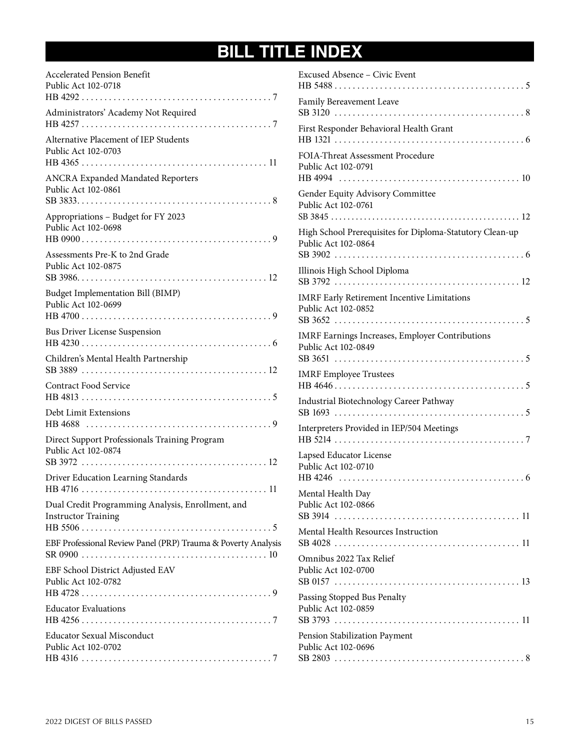# BILL TITLE INDEX

Accelerated Pension Benefit
Public Act 102-0718
HB 4292 . . . . . . . . . . . . . . . . . . . . . . . . . . . . . . . . . . . . . . . . . 7

Administrators' Academy Not Required
HB 4257 . . . . . . . . . . . . . . . . . . . . . . . . . . . . . . . . . . . . . . . . . 7

Alternative Placement of IEP Students
Public Act 102-0703
HB 4365 . . . . . . . . . . . . . . . . . . . . . . . . . . . . . . . . . . . . . . . . 11

ANCRA Expanded Mandated Reporters
Public Act 102-0861
SB 3833. . . . . . . . . . . . . . . . . . . . . . . . . . . . . . . . . . . . . . . . . . 8

Appropriations – Budget for FY 2023
Public Act 102-0698
HB 0900 . . . . . . . . . . . . . . . . . . . . . . . . . . . . . . . . . . . . . . . . . 9

Assessments Pre-K to 2nd Grade
Public Act 102-0875
SB 3986. . . . . . . . . . . . . . . . . . . . . . . . . . . . . . . . . . . . . . . . . 12

Budget Implementation Bill (BIMP)
Public Act 102-0699
HB 4700 . . . . . . . . . . . . . . . . . . . . . . . . . . . . . . . . . . . . . . . . . 9

Bus Driver License Suspension
HB 4230 . . . . . . . . . . . . . . . . . . . . . . . . . . . . . . . . . . . . . . . . . 6

Children's Mental Health Partnership
SB 3889 . . . . . . . . . . . . . . . . . . . . . . . . . . . . . . . . . . . . . . . . 12

Contract Food Service
HB 4813 . . . . . . . . . . . . . . . . . . . . . . . . . . . . . . . . . . . . . . . . . 5

Debt Limit Extensions
HB 4688 . . . . . . . . . . . . . . . . . . . . . . . . . . . . . . . . . . . . . . . . 9

Direct Support Professionals Training Program
Public Act 102-0874
SB 3972 . . . . . . . . . . . . . . . . . . . . . . . . . . . . . . . . . . . . . . . . 12

Driver Education Learning Standards
HB 4716 . . . . . . . . . . . . . . . . . . . . . . . . . . . . . . . . . . . . . . . . 11

Dual Credit Programming Analysis, Enrollment, and Instructor Training
HB 5506 . . . . . . . . . . . . . . . . . . . . . . . . . . . . . . . . . . . . . . . . . 5

EBF Professional Review Panel (PRP) Trauma & Poverty Analysis
SR 0900 . . . . . . . . . . . . . . . . . . . . . . . . . . . . . . . . . . . . . . . . 10

EBF School District Adjusted EAV
Public Act 102-0782
HB 4728 . . . . . . . . . . . . . . . . . . . . . . . . . . . . . . . . . . . . . . . . . 9

Educator Evaluations
HB 4256 . . . . . . . . . . . . . . . . . . . . . . . . . . . . . . . . . . . . . . . . . 7

Educator Sexual Misconduct
Public Act 102-0702
HB 4316 . . . . . . . . . . . . . . . . . . . . . . . . . . . . . . . . . . . . . . . . . 7

Excused Absence – Civic Event
HB 5488 . . . . . . . . . . . . . . . . . . . . . . . . . . . . . . . . . . . . . . . . . 5

Family Bereavement Leave
SB 3120 . . . . . . . . . . . . . . . . . . . . . . . . . . . . . . . . . . . . . . . . . 8

First Responder Behavioral Health Grant
HB 1321 . . . . . . . . . . . . . . . . . . . . . . . . . . . . . . . . . . . . . . . . . 6

FOIA-Threat Assessment Procedure
Public Act 102-0791
HB 4994 . . . . . . . . . . . . . . . . . . . . . . . . . . . . . . . . . . . . . . . 10

Gender Equity Advisory Committee
Public Act 102-0761
SB 3845 . . . . . . . . . . . . . . . . . . . . . . . . . . . . . . . . . . . . . . . . 12

High School Prerequisites for Diploma-Statutory Clean-up
Public Act 102-0864
SB 3902 . . . . . . . . . . . . . . . . . . . . . . . . . . . . . . . . . . . . . . . . . 6

Illinois High School Diploma
SB 3792 . . . . . . . . . . . . . . . . . . . . . . . . . . . . . . . . . . . . . . . . 12

IMRF Early Retirement Incentive Limitations
Public Act 102-0852
SB 3652 . . . . . . . . . . . . . . . . . . . . . . . . . . . . . . . . . . . . . . . . . 5

IMRF Earnings Increases, Employer Contributions
Public Act 102-0849
SB 3651 . . . . . . . . . . . . . . . . . . . . . . . . . . . . . . . . . . . . . . . . . 5

IMRF Employee Trustees
HB 4646 . . . . . . . . . . . . . . . . . . . . . . . . . . . . . . . . . . . . . . . . . 5

Industrial Biotechnology Career Pathway
SB 1693 . . . . . . . . . . . . . . . . . . . . . . . . . . . . . . . . . . . . . . . . . 5

Interpreters Provided in IEP/504 Meetings
HB 5214 . . . . . . . . . . . . . . . . . . . . . . . . . . . . . . . . . . . . . . . . . 7

Lapsed Educator License
Public Act 102-0710
HB 4246 . . . . . . . . . . . . . . . . . . . . . . . . . . . . . . . . . . . . . . . . 6

Mental Health Day
Public Act 102-0866
SB 3914 . . . . . . . . . . . . . . . . . . . . . . . . . . . . . . . . . . . . . . . . 11

Mental Health Resources Instruction
SB 4028 . . . . . . . . . . . . . . . . . . . . . . . . . . . . . . . . . . . . . . . . 11

Omnibus 2022 Tax Relief
Public Act 102-0700
SB 0157 . . . . . . . . . . . . . . . . . . . . . . . . . . . . . . . . . . . . . . . . 13

Passing Stopped Bus Penalty
Public Act 102-0859
SB 3793 . . . . . . . . . . . . . . . . . . . . . . . . . . . . . . . . . . . . . . . . 11

Pension Stabilization Payment
Public Act 102-0696
SB 2803 . . . . . . . . . . . . . . . . . . . . . . . . . . . . . . . . . . . . . . . . . 8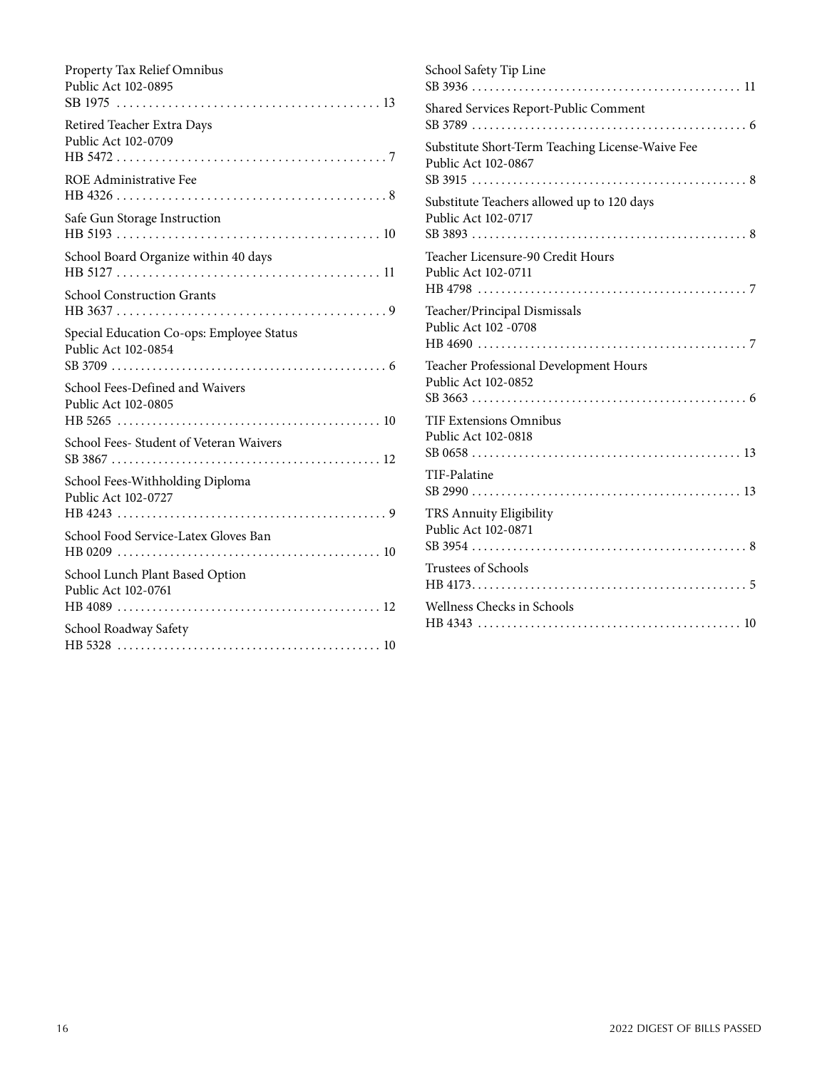Property Tax Relief Omnibus
Public Act 102-0895
SB 1975 . . . . . . . . . . . . . . . . . . . . . . . . . . . . . . . . . . . . . . . . . 13

Retired Teacher Extra Days
Public Act 102-0709
HB 5472 . . . . . . . . . . . . . . . . . . . . . . . . . . . . . . . . . . . . . . . . . . 7

ROE Administrative Fee
HB 4326 . . . . . . . . . . . . . . . . . . . . . . . . . . . . . . . . . . . . . . . . . . 8

Safe Gun Storage Instruction
HB 5193 . . . . . . . . . . . . . . . . . . . . . . . . . . . . . . . . . . . . . . . . . 10

School Board Organize within 40 days
HB 5127 . . . . . . . . . . . . . . . . . . . . . . . . . . . . . . . . . . . . . . . . . 11

School Construction Grants
HB 3637 . . . . . . . . . . . . . . . . . . . . . . . . . . . . . . . . . . . . . . . . . . 9

Special Education Co-ops: Employee Status
Public Act 102-0854
SB 3709 . . . . . . . . . . . . . . . . . . . . . . . . . . . . . . . . . . . . . . . . . . 6

School Fees-Defined and Waivers
Public Act 102-0805
HB 5265 . . . . . . . . . . . . . . . . . . . . . . . . . . . . . . . . . . . . . . . . . 10

School Fees- Student of Veteran Waivers
SB 3867 . . . . . . . . . . . . . . . . . . . . . . . . . . . . . . . . . . . . . . . . . 12

School Fees-Withholding Diploma
Public Act 102-0727
HB 4243 . . . . . . . . . . . . . . . . . . . . . . . . . . . . . . . . . . . . . . . . . . 9

School Food Service-Latex Gloves Ban
HB 0209 . . . . . . . . . . . . . . . . . . . . . . . . . . . . . . . . . . . . . . . . . 10

School Lunch Plant Based Option
Public Act 102-0761
HB 4089 . . . . . . . . . . . . . . . . . . . . . . . . . . . . . . . . . . . . . . . . . 12

School Roadway Safety
HB 5328 . . . . . . . . . . . . . . . . . . . . . . . . . . . . . . . . . . . . . . . . . 10

School Safety Tip Line
SB 3936 . . . . . . . . . . . . . . . . . . . . . . . . . . . . . . . . . . . . . . . . . 11

Shared Services Report-Public Comment
SB 3789 . . . . . . . . . . . . . . . . . . . . . . . . . . . . . . . . . . . . . . . . . . 6

Substitute Short-Term Teaching License-Waive Fee
Public Act 102-0867
SB 3915 . . . . . . . . . . . . . . . . . . . . . . . . . . . . . . . . . . . . . . . . . . 8

Substitute Teachers allowed up to 120 days
Public Act 102-0717
SB 3893 . . . . . . . . . . . . . . . . . . . . . . . . . . . . . . . . . . . . . . . . . . 8

Teacher Licensure-90 Credit Hours
Public Act 102-0711
HB 4798 . . . . . . . . . . . . . . . . . . . . . . . . . . . . . . . . . . . . . . . . . . 7

Teacher/Principal Dismissals
Public Act 102 -0708
HB 4690 . . . . . . . . . . . . . . . . . . . . . . . . . . . . . . . . . . . . . . . . . . 7

Teacher Professional Development Hours
Public Act 102-0852
SB 3663 . . . . . . . . . . . . . . . . . . . . . . . . . . . . . . . . . . . . . . . . . . 6

TIF Extensions Omnibus
Public Act 102-0818
SB 0658 . . . . . . . . . . . . . . . . . . . . . . . . . . . . . . . . . . . . . . . . . 13

TIF-Palatine
SB 2990 . . . . . . . . . . . . . . . . . . . . . . . . . . . . . . . . . . . . . . . . . 13

TRS Annuity Eligibility
Public Act 102-0871
SB 3954 . . . . . . . . . . . . . . . . . . . . . . . . . . . . . . . . . . . . . . . . . . 8

Trustees of Schools
HB 4173. . . . . . . . . . . . . . . . . . . . . . . . . . . . . . . . . . . . . . . . . . . 5

Wellness Checks in Schools
HB 4343 . . . . . . . . . . . . . . . . . . . . . . . . . . . . . . . . . . . . . . . . . 10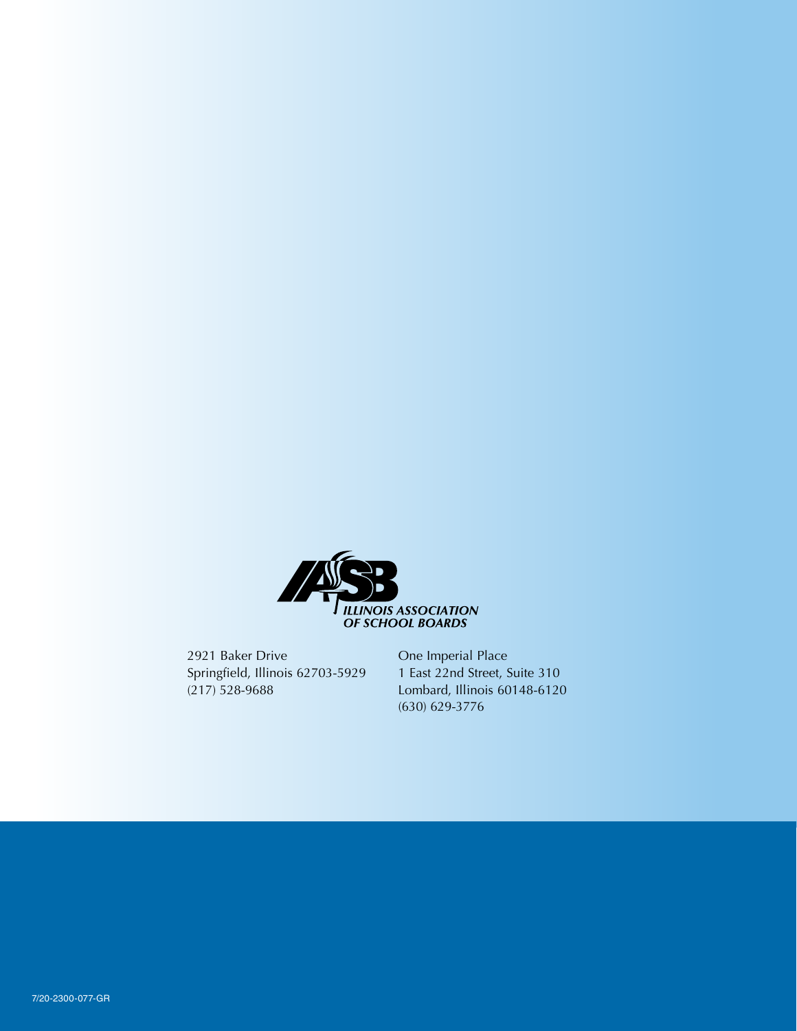ILLINOIS ASSOCIATION
OF SCHOOL BOARDS

2921 Baker Drive
Springfield, Illinois 62703-5929
(217) 528-9688

One Imperial Place
1 East 22nd Street, Suite 310
Lombard, Illinois 60148-6120
(630) 629-3776

7/20-2300-077-GR